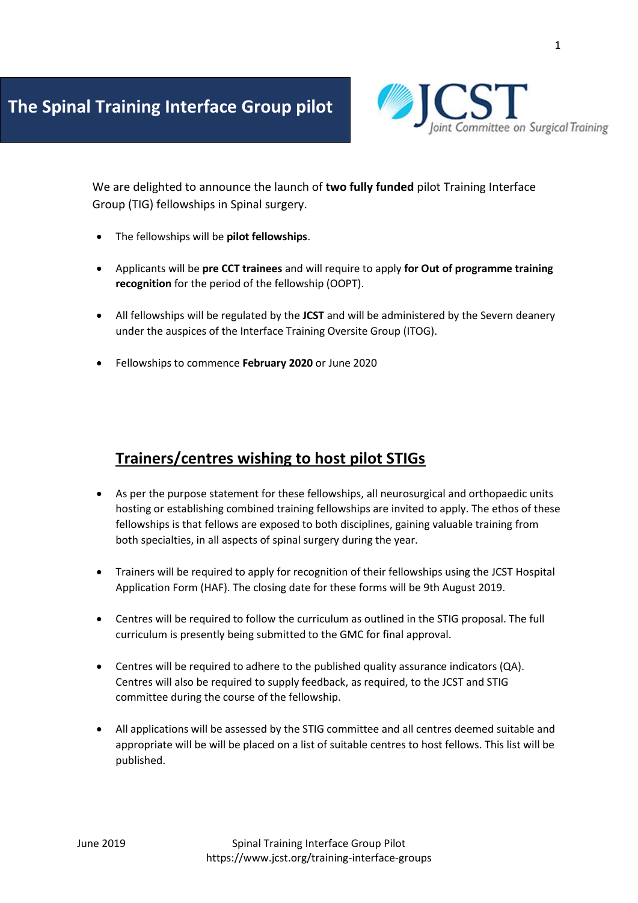# The Spinal Training Interface Group pilot

JCST Joint Committee on Surgical Training

We are delighted to announce the launch of **two fully funded** pilot Training Interface Group (TIG) fellowships in Spinal surgery.

- The fellowships will be **pilot fellowships**.
- Applicants will be **pre CCT trainees** and will require to apply **for Out of programme training recognition** for the period of the fellowship (OOPT).
- All fellowships will be regulated by the **JCST** and will be administered by the Severn deanery under the auspices of the Interface Training Oversite Group (ITOG).
- Fellowships to commence **February 2020** or June 2020

## Trainers/centres wishing to host pilot STIGs

- As per the purpose statement for these fellowships, all neurosurgical and orthopaedic units hosting or establishing combined training fellowships are invited to apply. The ethos of these fellowships is that fellows are exposed to both disciplines, gaining valuable training from both specialties, in all aspects of spinal surgery during the year.
- Trainers will be required to apply for recognition of their fellowships using the JCST Hospital Application Form (HAF). The closing date for these forms will be 9th August 2019.
- Centres will be required to follow the curriculum as outlined in the STIG proposal. The full curriculum is presently being submitted to the GMC for final approval.
- Centres will be required to adhere to the published quality assurance indicators (QA). Centres will also be required to supply feedback, as required, to the JCST and STIG committee during the course of the fellowship.
- All applications will be assessed by the STIG committee and all centres deemed suitable and appropriate will be will be placed on a list of suitable centres to host fellows. This list will be published.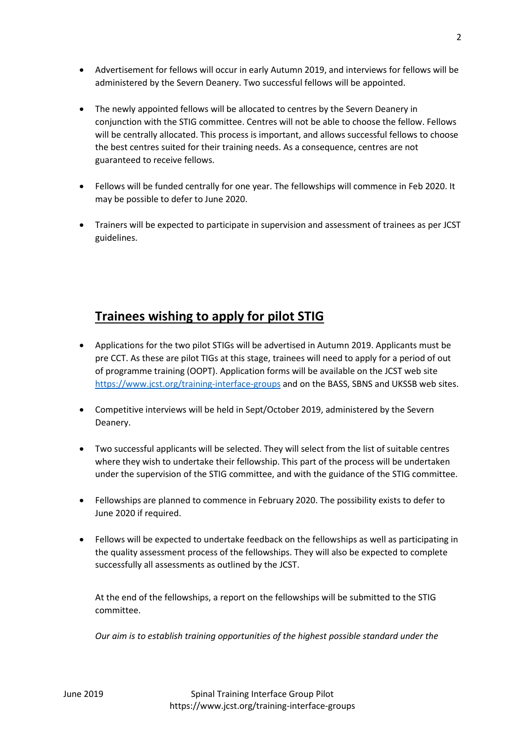- Advertisement for fellows will occur in early Autumn 2019, and interviews for fellows will be administered by the Severn Deanery. Two successful fellows will be appointed.

- The newly appointed fellows will be allocated to centres by the Severn Deanery in conjunction with the STIG committee. Centres will not be able to choose the fellow. Fellows will be centrally allocated. This process is important, and allows successful fellows to choose the best centres suited for their training needs. As a consequence, centres are not guaranteed to receive fellows.

- Fellows will be funded centrally for one year. The fellowships will commence in Feb 2020. It may be possible to defer to June 2020.

- Trainers will be expected to participate in supervision and assessment of trainees as per JCST guidelines.

## Trainees wishing to apply for pilot STIG

- Applications for the two pilot STIGs will be advertised in Autumn 2019. Applicants must be pre CCT. As these are pilot TIGs at this stage, trainees will need to apply for a period of out of programme training (OOPT). Application forms will be available on the JCST web site https://www.jcst.org/training-interface-groups and on the BASS, SBNS and UKSSB web sites.

- Competitive interviews will be held in Sept/October 2019, administered by the Severn Deanery.

- Two successful applicants will be selected. They will select from the list of suitable centres where they wish to undertake their fellowship. This part of the process will be undertaken under the supervision of the STIG committee, and with the guidance of the STIG committee.

- Fellowships are planned to commence in February 2020. The possibility exists to defer to June 2020 if required.

- Fellows will be expected to undertake feedback on the fellowships as well as participating in the quality assessment process of the fellowships. They will also be expected to complete successfully all assessments as outlined by the JCST.

  At the end of the fellowships, a report on the fellowships will be submitted to the STIG committee.

  *Our aim is to establish training opportunities of the highest possible standard under the*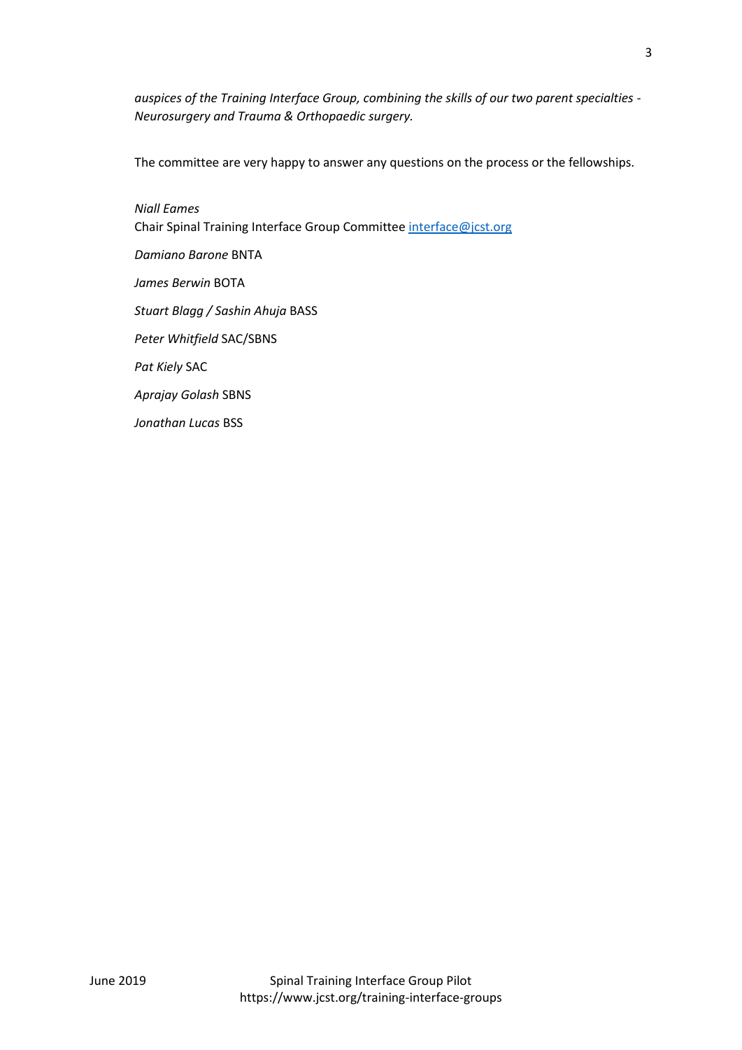*auspices of the Training Interface Group, combining the skills of our two parent specialties - Neurosurgery and Trauma & Orthopaedic surgery.*

The committee are very happy to answer any questions on the process or the fellowships.

*Niall Eames*
Chair Spinal Training Interface Group Committee [interface@jcst.org](mailto:interface@jcst.org)

*Damiano Barone* BNTA

*James Berwin* BOTA

*Stuart Blagg / Sashin Ahuja* BASS

*Peter Whitfield* SAC/SBNS

*Pat Kiely* SAC

*Aprajay Golash* SBNS

*Jonathan Lucas* BSS